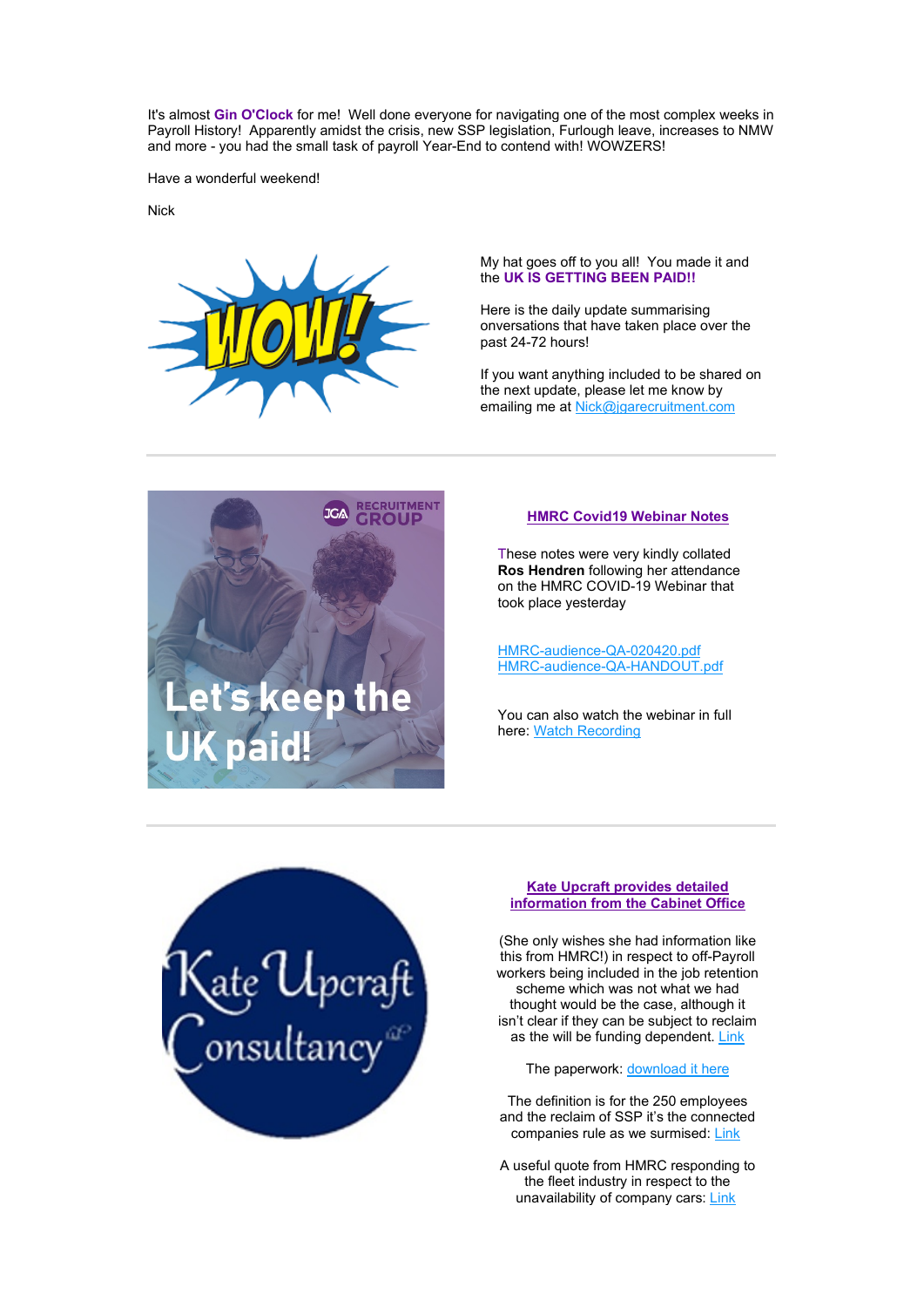It's almost **Gin O'Clock** for me! Well done everyone for navigating one of the most complex weeks in Payroll History! Apparently amidst the crisis, new SSP legislation, Furlough leave, increases to NMW and more - you had the small task of payroll Year-End to contend with! WOWZERS!

Have a wonderful weekend!

Nick

My hat goes off to you all! You made it and the **UK IS GETTING BEEN PAID!!**

Here is the daily update summarising onversations that have taken place over the past 24-72 hours!

If you want anything included to be shared on the next update, please let me know by emailing me at Nick@jgarecruitment.com

---

**HMRC Covid19 Webinar Notes**

These notes were very kindly collated **Ros Hendren** following her attendance on the HMRC COVID-19 Webinar that took place yesterday

HMRC-audience-QA-020420.pdf
HMRC-audience-QA-HANDOUT.pdf

You can also watch the webinar in full here: Watch Recording

---

**Kate Upcraft provides detailed information from the Cabinet Office**

(She only wishes she had information like this from HMRC!) in respect to off-Payroll workers being included in the job retention scheme which was not what we had thought would be the case, although it isn't clear if they can be subject to reclaim as the will be funding dependent. Link

The paperwork: download it here

The definition is for the 250 employees and the reclaim of SSP it's the connected companies rule as we surmised: Link

A useful quote from HMRC responding to the fleet industry in respect to the unavailability of company cars: Link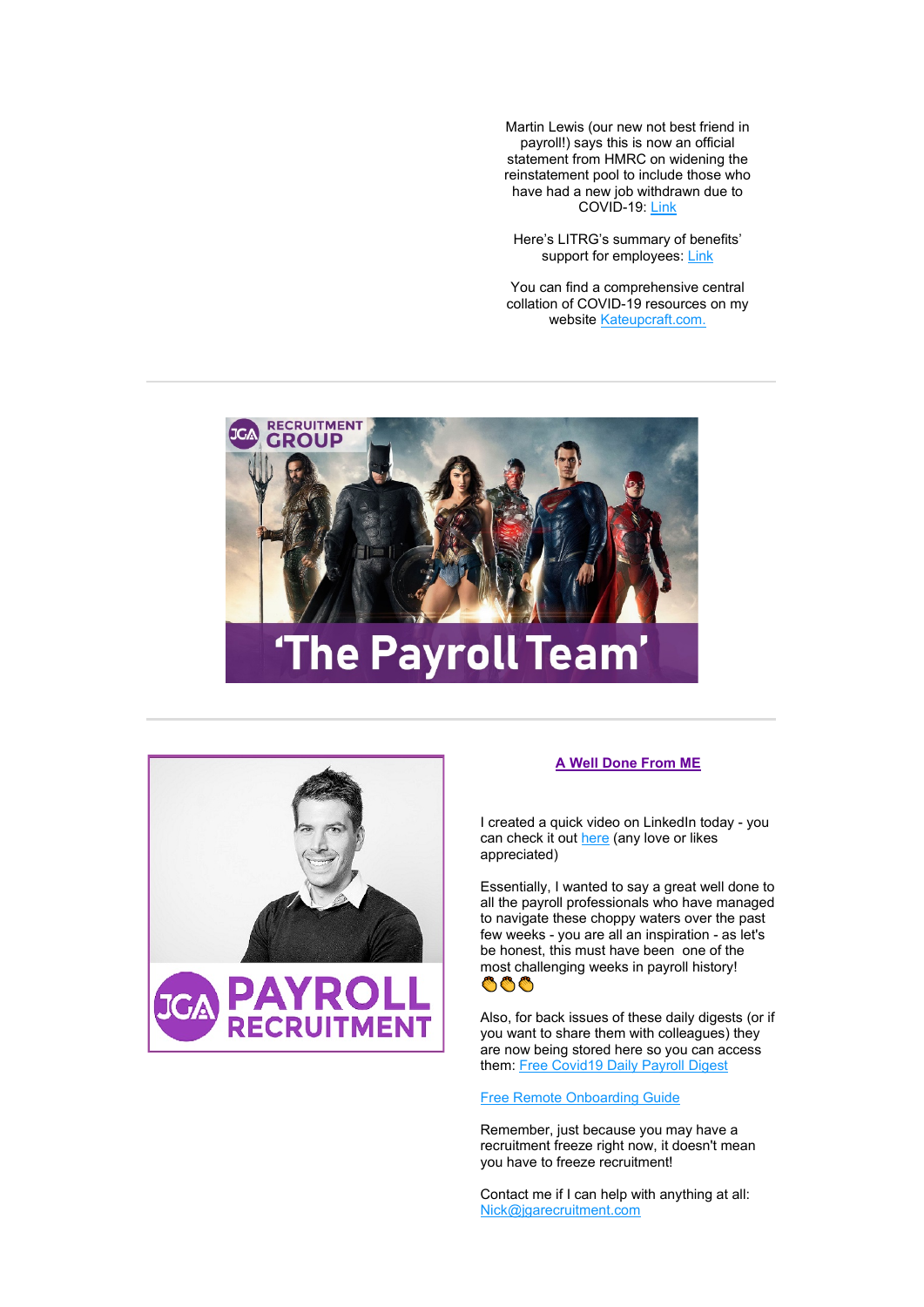Martin Lewis (our new not best friend in payroll!) says this is now an official statement from HMRC on widening the reinstatement pool to include those who have had a new job withdrawn due to COVID-19: Link

Here's LITRG's summary of benefits' support for employees: Link

You can find a comprehensive central collation of COVID-19 resources on my website Kateupcraft.com.

---

---

## A Well Done From ME

I created a quick video on LinkedIn today - you can check it out here (any love or likes appreciated)

Essentially, I wanted to say a great well done to all the payroll professionals who have managed to navigate these choppy waters over the past few weeks - you are all an inspiration - as let's be honest, this must have been one of the most challenging weeks in payroll history! 👏👏👏

Also, for back issues of these daily digests (or if you want to share them with colleagues) they are now being stored here so you can access them: Free Covid19 Daily Payroll Digest

Free Remote Onboarding Guide

Remember, just because you may have a recruitment freeze right now, it doesn't mean you have to freeze recruitment!

Contact me if I can help with anything at all: Nick@jgarecruitment.com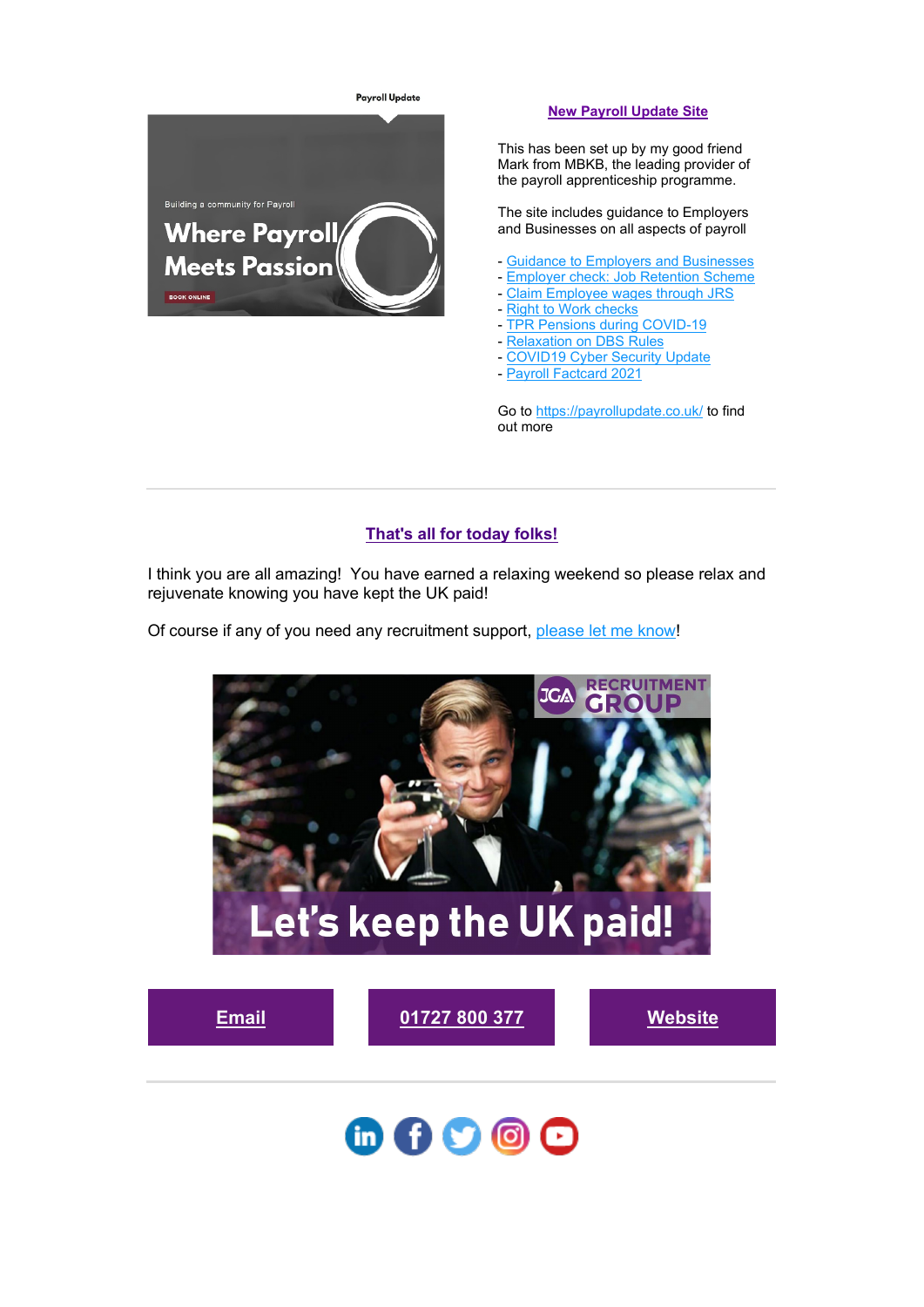**New Payroll Update Site**

This has been set up by my good friend Mark from MBKB, the leading provider of the payroll apprenticeship programme.

The site includes guidance to Employers and Businesses on all aspects of payroll

- Guidance to Employers and Businesses
- Employer check: Job Retention Scheme
- Claim Employee wages through JRS
- Right to Work checks
- TPR Pensions during COVID-19
- Relaxation on DBS Rules
- COVID19 Cyber Security Update
- Payroll Factcard 2021

Go to https://payrollupdate.co.uk/ to find out more

---

## That's all for today folks!

I think you are all amazing! You have earned a relaxing weekend so please relax and rejuvenate knowing you have kept the UK paid!

Of course if any of you need any recruitment support, please let me know!

**Email** | **01727 800 377** | **Website**